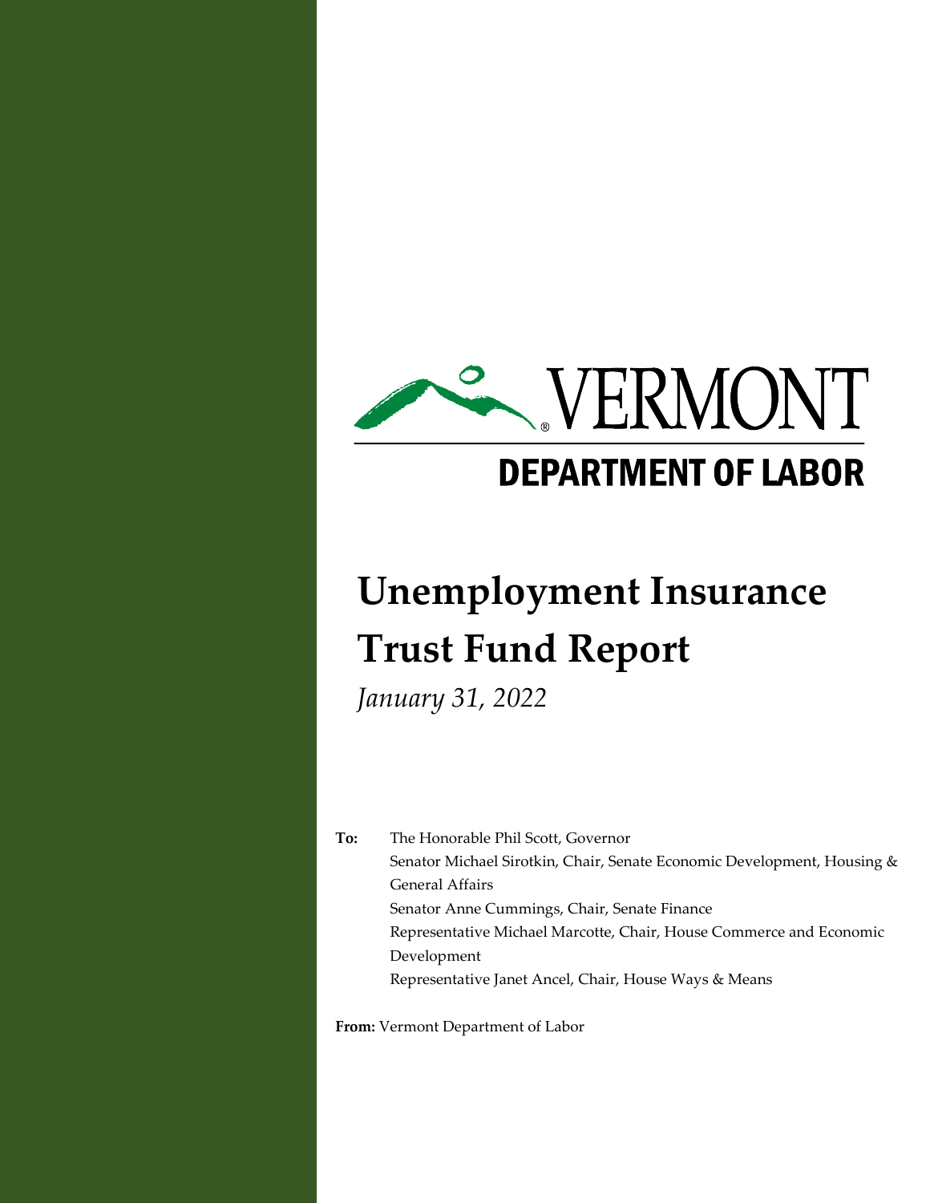VERMONT

DEPARTMENT OF LABOR

# Unemployment Insurance Trust Fund Report

*January 31, 2022*

**To:** The Honorable Phil Scott, Governor
Senator Michael Sirotkin, Chair, Senate Economic Development, Housing & General Affairs
Senator Anne Cummings, Chair, Senate Finance
Representative Michael Marcotte, Chair, House Commerce and Economic Development
Representative Janet Ancel, Chair, House Ways & Means

**From:** Vermont Department of Labor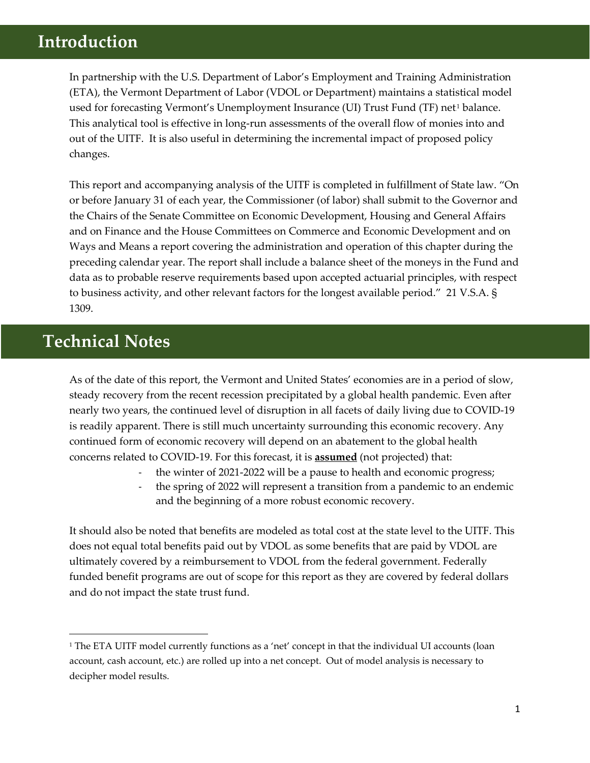# Introduction

In partnership with the U.S. Department of Labor's Employment and Training Administration (ETA), the Vermont Department of Labor (VDOL or Department) maintains a statistical model used for forecasting Vermont's Unemployment Insurance (UI) Trust Fund (TF) net[1] balance. This analytical tool is effective in long-run assessments of the overall flow of monies into and out of the UITF. It is also useful in determining the incremental impact of proposed policy changes.

This report and accompanying analysis of the UITF is completed in fulfillment of State law. "On or before January 31 of each year, the Commissioner (of labor) shall submit to the Governor and the Chairs of the Senate Committee on Economic Development, Housing and General Affairs and on Finance and the House Committees on Commerce and Economic Development and on Ways and Means a report covering the administration and operation of this chapter during the preceding calendar year. The report shall include a balance sheet of the moneys in the Fund and data as to probable reserve requirements based upon accepted actuarial principles, with respect to business activity, and other relevant factors for the longest available period." 21 V.S.A. § 1309.

# Technical Notes

As of the date of this report, the Vermont and United States' economies are in a period of slow, steady recovery from the recent recession precipitated by a global health pandemic. Even after nearly two years, the continued level of disruption in all facets of daily living due to COVID-19 is readily apparent. There is still much uncertainty surrounding this economic recovery. Any continued form of economic recovery will depend on an abatement to the global health concerns related to COVID-19. For this forecast, it is **assumed** (not projected) that:

- the winter of 2021-2022 will be a pause to health and economic progress;
- the spring of 2022 will represent a transition from a pandemic to an endemic and the beginning of a more robust economic recovery.

It should also be noted that benefits are modeled as total cost at the state level to the UITF. This does not equal total benefits paid out by VDOL as some benefits that are paid by VDOL are ultimately covered by a reimbursement to VDOL from the federal government. Federally funded benefit programs are out of scope for this report as they are covered by federal dollars and do not impact the state trust fund.

---

[1] The ETA UITF model currently functions as a 'net' concept in that the individual UI accounts (loan account, cash account, etc.) are rolled up into a net concept. Out of model analysis is necessary to decipher model results.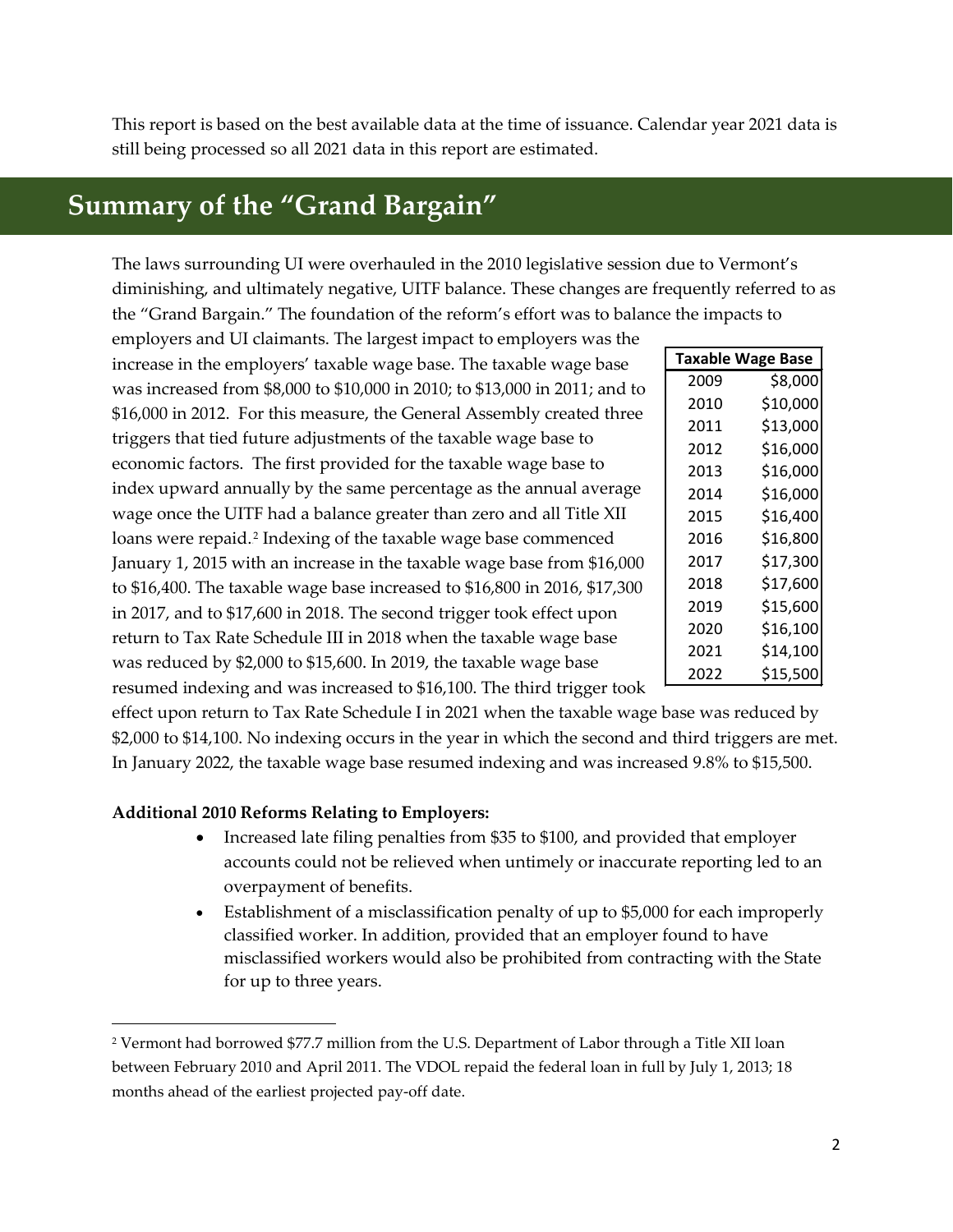This report is based on the best available data at the time of issuance. Calendar year 2021 data is still being processed so all 2021 data in this report are estimated.

## Summary of the "Grand Bargain"

The laws surrounding UI were overhauled in the 2010 legislative session due to Vermont's diminishing, and ultimately negative, UITF balance. These changes are frequently referred to as the "Grand Bargain." The foundation of the reform's effort was to balance the impacts to employers and UI claimants. The largest impact to employers was the increase in the employers' taxable wage base. The taxable wage base was increased from $8,000 to $10,000 in 2010; to $13,000 in 2011; and to $16,000 in 2012. For this measure, the General Assembly created three triggers that tied future adjustments of the taxable wage base to economic factors. The first provided for the taxable wage base to index upward annually by the same percentage as the annual average wage once the UITF had a balance greater than zero and all Title XII loans were repaid.[2] Indexing of the taxable wage base commenced January 1, 2015 with an increase in the taxable wage base from $16,000 to $16,400. The taxable wage base increased to $16,800 in 2016, $17,300 in 2017, and to $17,600 in 2018. The second trigger took effect upon return to Tax Rate Schedule III in 2018 when the taxable wage base was reduced by $2,000 to $15,600. In 2019, the taxable wage base resumed indexing and was increased to $16,100. The third trigger took effect upon return to Tax Rate Schedule I in 2021 when the taxable wage base was reduced by $2,000 to $14,100. No indexing occurs in the year in which the second and third triggers are met. In January 2022, the taxable wage base resumed indexing and was increased 9.8% to $15,500.

| Taxable Wage Base | |
|---|---|
| 2009 | $8,000 |
| 2010 | $10,000 |
| 2011 | $13,000 |
| 2012 | $16,000 |
| 2013 | $16,000 |
| 2014 | $16,000 |
| 2015 | $16,400 |
| 2016 | $16,800 |
| 2017 | $17,300 |
| 2018 | $17,600 |
| 2019 | $15,600 |
| 2020 | $16,100 |
| 2021 | $14,100 |
| 2022 | $15,500 |

**Additional 2010 Reforms Relating to Employers:**

- Increased late filing penalties from $35 to $100, and provided that employer accounts could not be relieved when untimely or inaccurate reporting led to an overpayment of benefits.
- Establishment of a misclassification penalty of up to $5,000 for each improperly classified worker. In addition, provided that an employer found to have misclassified workers would also be prohibited from contracting with the State for up to three years.

[2] Vermont had borrowed $77.7 million from the U.S. Department of Labor through a Title XII loan between February 2010 and April 2011. The VDOL repaid the federal loan in full by July 1, 2013; 18 months ahead of the earliest projected pay-off date.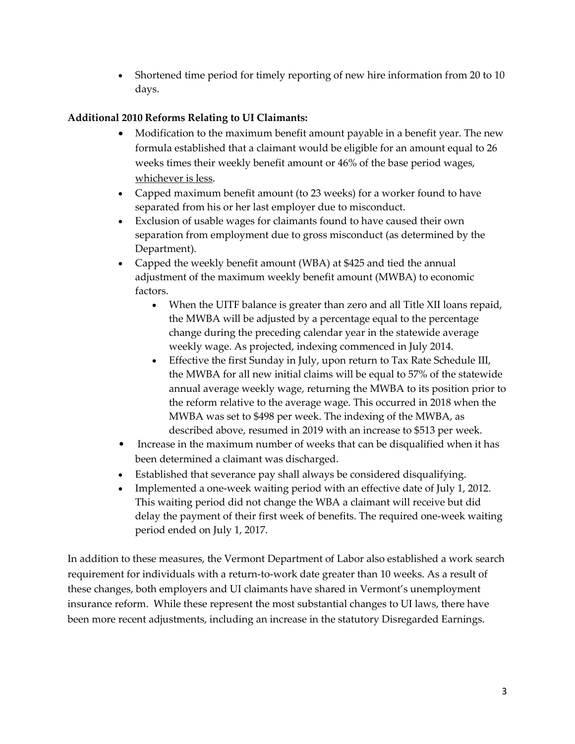- Shortened time period for timely reporting of new hire information from 20 to 10 days.

**Additional 2010 Reforms Relating to UI Claimants:**

- Modification to the maximum benefit amount payable in a benefit year. The new formula established that a claimant would be eligible for an amount equal to 26 weeks times their weekly benefit amount or 46% of the base period wages, <u>whichever is less</u>.
- Capped maximum benefit amount (to 23 weeks) for a worker found to have separated from his or her last employer due to misconduct.
- Exclusion of usable wages for claimants found to have caused their own separation from employment due to gross misconduct (as determined by the Department).
- Capped the weekly benefit amount (WBA) at $425 and tied the annual adjustment of the maximum weekly benefit amount (MWBA) to economic factors.
    - When the UITF balance is greater than zero and all Title XII loans repaid, the MWBA will be adjusted by a percentage equal to the percentage change during the preceding calendar year in the statewide average weekly wage. As projected, indexing commenced in July 2014.
    - Effective the first Sunday in July, upon return to Tax Rate Schedule III, the MWBA for all new initial claims will be equal to 57% of the statewide annual average weekly wage, returning the MWBA to its position prior to the reform relative to the average wage. This occurred in 2018 when the MWBA was set to $498 per week. The indexing of the MWBA, as described above, resumed in 2019 with an increase to $513 per week.
- Increase in the maximum number of weeks that can be disqualified when it has been determined a claimant was discharged.
- Established that severance pay shall always be considered disqualifying.
- Implemented a one-week waiting period with an effective date of July 1, 2012. This waiting period did not change the WBA a claimant will receive but did delay the payment of their first week of benefits. The required one-week waiting period ended on July 1, 2017.

In addition to these measures, the Vermont Department of Labor also established a work search requirement for individuals with a return-to-work date greater than 10 weeks. As a result of these changes, both employers and UI claimants have shared in Vermont's unemployment insurance reform. While these represent the most substantial changes to UI laws, there have been more recent adjustments, including an increase in the statutory Disregarded Earnings.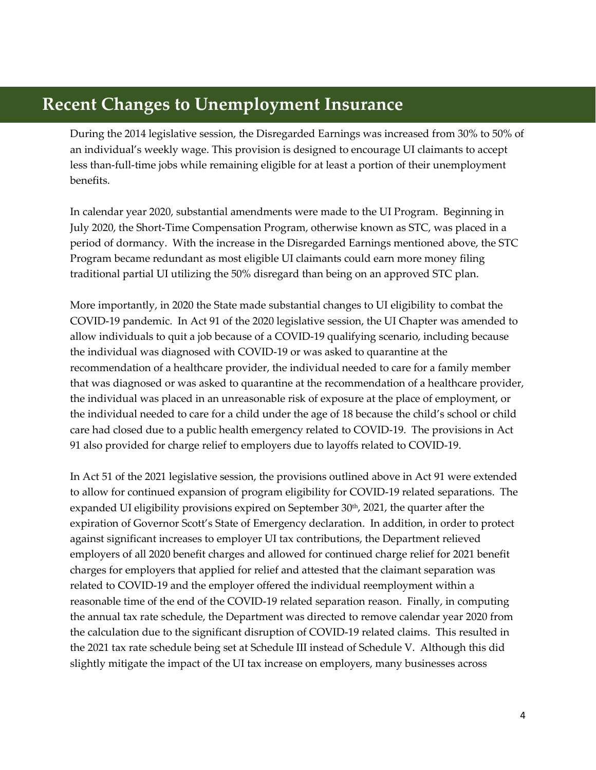## Recent Changes to Unemployment Insurance

During the 2014 legislative session, the Disregarded Earnings was increased from 30% to 50% of an individual's weekly wage. This provision is designed to encourage UI claimants to accept less than-full-time jobs while remaining eligible for at least a portion of their unemployment benefits.

In calendar year 2020, substantial amendments were made to the UI Program. Beginning in July 2020, the Short-Time Compensation Program, otherwise known as STC, was placed in a period of dormancy. With the increase in the Disregarded Earnings mentioned above, the STC Program became redundant as most eligible UI claimants could earn more money filing traditional partial UI utilizing the 50% disregard than being on an approved STC plan.

More importantly, in 2020 the State made substantial changes to UI eligibility to combat the COVID-19 pandemic. In Act 91 of the 2020 legislative session, the UI Chapter was amended to allow individuals to quit a job because of a COVID-19 qualifying scenario, including because the individual was diagnosed with COVID-19 or was asked to quarantine at the recommendation of a healthcare provider, the individual needed to care for a family member that was diagnosed or was asked to quarantine at the recommendation of a healthcare provider, the individual was placed in an unreasonable risk of exposure at the place of employment, or the individual needed to care for a child under the age of 18 because the child's school or child care had closed due to a public health emergency related to COVID-19. The provisions in Act 91 also provided for charge relief to employers due to layoffs related to COVID-19.

In Act 51 of the 2021 legislative session, the provisions outlined above in Act 91 were extended to allow for continued expansion of program eligibility for COVID-19 related separations. The expanded UI eligibility provisions expired on September 30th, 2021, the quarter after the expiration of Governor Scott's State of Emergency declaration. In addition, in order to protect against significant increases to employer UI tax contributions, the Department relieved employers of all 2020 benefit charges and allowed for continued charge relief for 2021 benefit charges for employers that applied for relief and attested that the claimant separation was related to COVID-19 and the employer offered the individual reemployment within a reasonable time of the end of the COVID-19 related separation reason. Finally, in computing the annual tax rate schedule, the Department was directed to remove calendar year 2020 from the calculation due to the significant disruption of COVID-19 related claims. This resulted in the 2021 tax rate schedule being set at Schedule III instead of Schedule V. Although this did slightly mitigate the impact of the UI tax increase on employers, many businesses across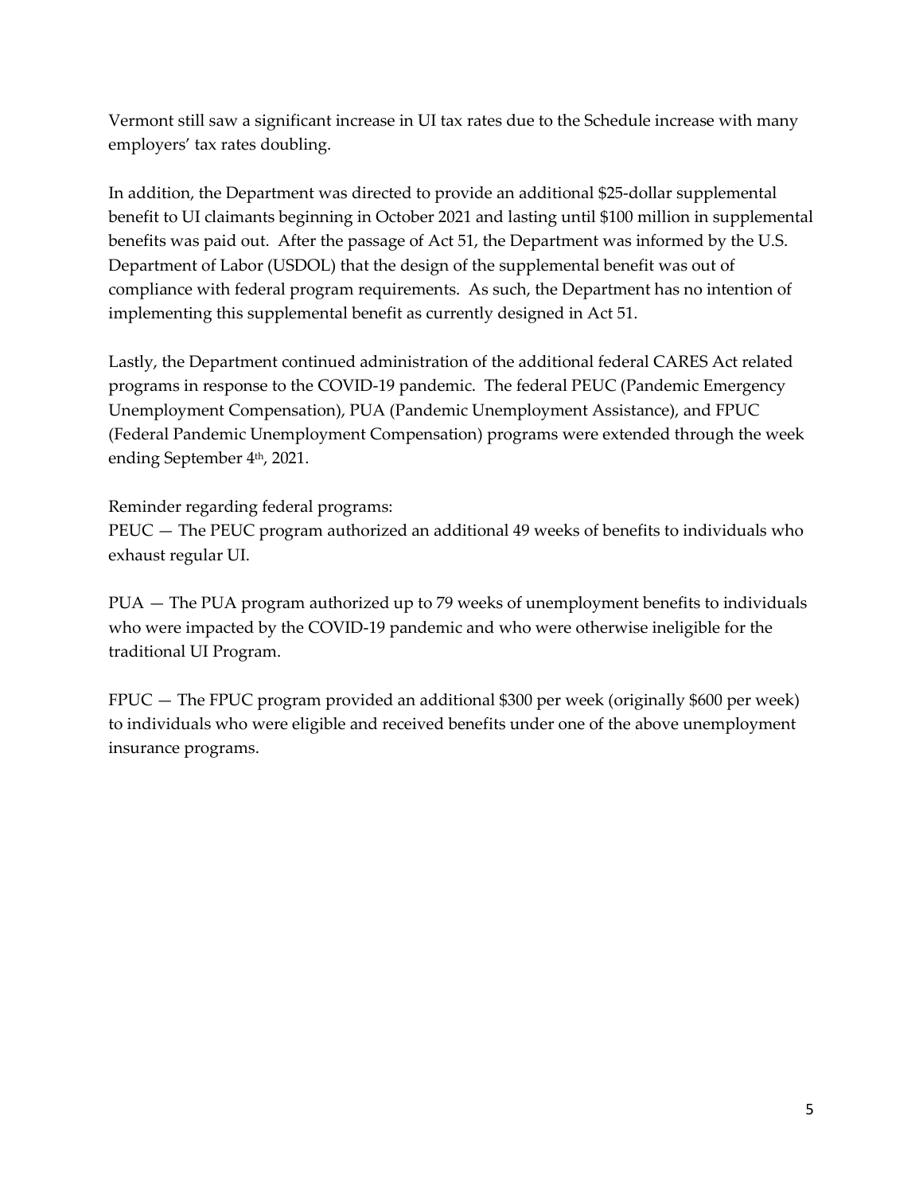Vermont still saw a significant increase in UI tax rates due to the Schedule increase with many employers' tax rates doubling.

In addition, the Department was directed to provide an additional $25-dollar supplemental benefit to UI claimants beginning in October 2021 and lasting until $100 million in supplemental benefits was paid out. After the passage of Act 51, the Department was informed by the U.S. Department of Labor (USDOL) that the design of the supplemental benefit was out of compliance with federal program requirements. As such, the Department has no intention of implementing this supplemental benefit as currently designed in Act 51.

Lastly, the Department continued administration of the additional federal CARES Act related programs in response to the COVID-19 pandemic. The federal PEUC (Pandemic Emergency Unemployment Compensation), PUA (Pandemic Unemployment Assistance), and FPUC (Federal Pandemic Unemployment Compensation) programs were extended through the week ending September 4th, 2021.

Reminder regarding federal programs:

PEUC — The PEUC program authorized an additional 49 weeks of benefits to individuals who exhaust regular UI.

PUA — The PUA program authorized up to 79 weeks of unemployment benefits to individuals who were impacted by the COVID-19 pandemic and who were otherwise ineligible for the traditional UI Program.

FPUC — The FPUC program provided an additional $300 per week (originally $600 per week) to individuals who were eligible and received benefits under one of the above unemployment insurance programs.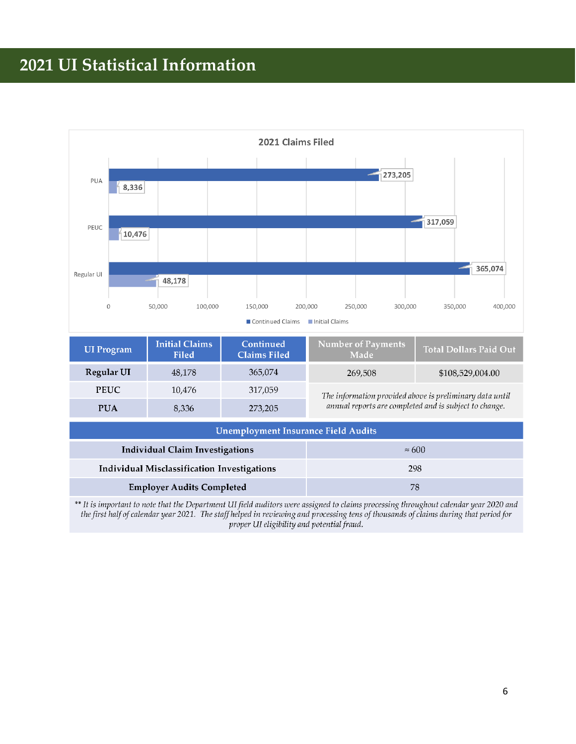# 2021 UI Statistical Information

**2021 Claims Filed**

| | Continued Claims | Initial Claims |
|---|---|---|
| PUA | 273,205 | 8,336 |
| PEUC | 317,059 | 10,476 |
| Regular UI | 365,074 | 48,178 |

| UI Program | Initial Claims Filed | Continued Claims Filed | Number of Payments Made | Total Dollars Paid Out |
|---|---|---|---|---|
| **Regular UI** | 48,178 | 365,074 | 269,508 | $108,529,004.00 |
| **PEUC** | 10,476 | 317,059 | *The information provided above is preliminary data until annual reports are completed and is subject to change.* | |
| **PUA** | 8,336 | 273,205 | | |

| Unemployment Insurance Field Audits | |
|---|---|
| **Individual Claim Investigations** | ≈ 600 |
| **Individual Misclassification Investigations** | 298 |
| **Employer Audits Completed** | 78 |

*** It is important to note that the Department UI field auditors were assigned to claims processing throughout calendar year 2020 and the first half of calendar year 2021. The staff helped in reviewing and processing tens of thousands of claims during that period for proper UI eligibility and potential fraud.*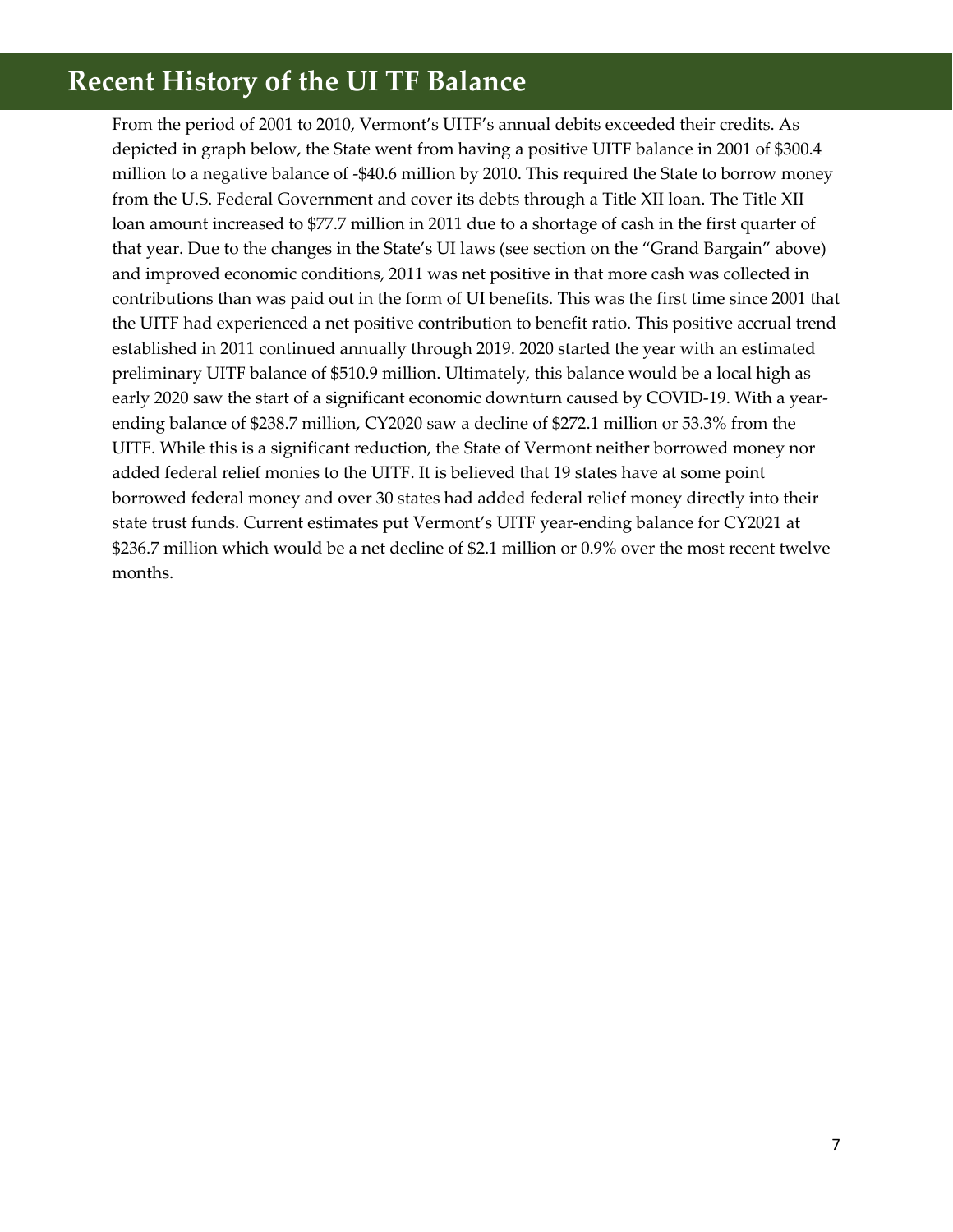# Recent History of the UI TF Balance

From the period of 2001 to 2010, Vermont's UITF's annual debits exceeded their credits. As depicted in graph below, the State went from having a positive UITF balance in 2001 of $300.4 million to a negative balance of -$40.6 million by 2010. This required the State to borrow money from the U.S. Federal Government and cover its debts through a Title XII loan. The Title XII loan amount increased to $77.7 million in 2011 due to a shortage of cash in the first quarter of that year. Due to the changes in the State's UI laws (see section on the "Grand Bargain" above) and improved economic conditions, 2011 was net positive in that more cash was collected in contributions than was paid out in the form of UI benefits. This was the first time since 2001 that the UITF had experienced a net positive contribution to benefit ratio. This positive accrual trend established in 2011 continued annually through 2019. 2020 started the year with an estimated preliminary UITF balance of $510.9 million. Ultimately, this balance would be a local high as early 2020 saw the start of a significant economic downturn caused by COVID-19. With a year-ending balance of $238.7 million, CY2020 saw a decline of $272.1 million or 53.3% from the UITF. While this is a significant reduction, the State of Vermont neither borrowed money nor added federal relief monies to the UITF. It is believed that 19 states have at some point borrowed federal money and over 30 states had added federal relief money directly into their state trust funds. Current estimates put Vermont's UITF year-ending balance for CY2021 at $236.7 million which would be a net decline of $2.1 million or 0.9% over the most recent twelve months.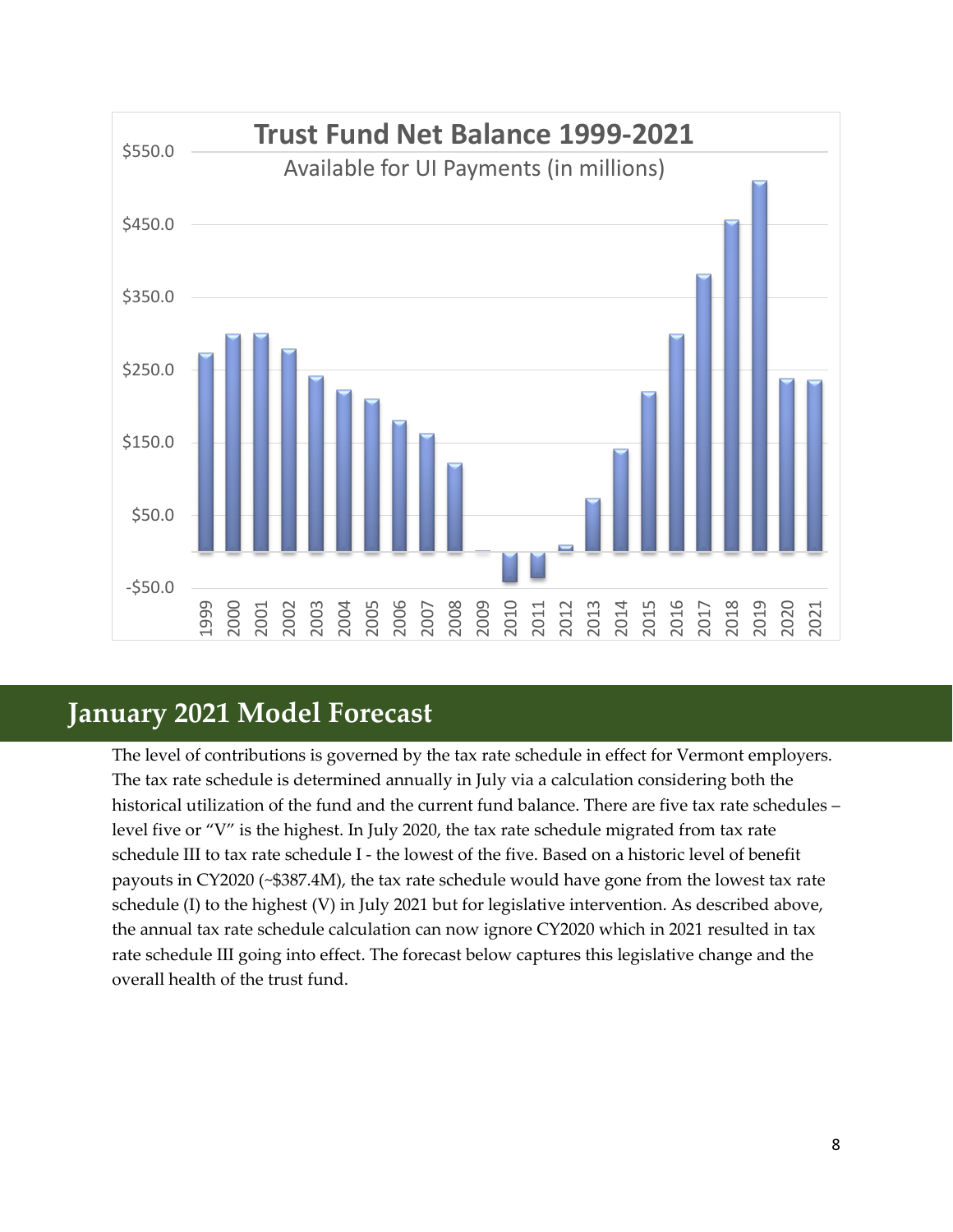**Trust Fund Net Balance 1999-2021**

Available for UI Payments (in millions)

## January 2021 Model Forecast

The level of contributions is governed by the tax rate schedule in effect for Vermont employers. The tax rate schedule is determined annually in July via a calculation considering both the historical utilization of the fund and the current fund balance. There are five tax rate schedules – level five or "V" is the highest. In July 2020, the tax rate schedule migrated from tax rate schedule III to tax rate schedule I - the lowest of the five. Based on a historic level of benefit payouts in CY2020 (~$387.4M), the tax rate schedule would have gone from the lowest tax rate schedule (I) to the highest (V) in July 2021 but for legislative intervention. As described above, the annual tax rate schedule calculation can now ignore CY2020 which in 2021 resulted in tax rate schedule III going into effect. The forecast below captures this legislative change and the overall health of the trust fund.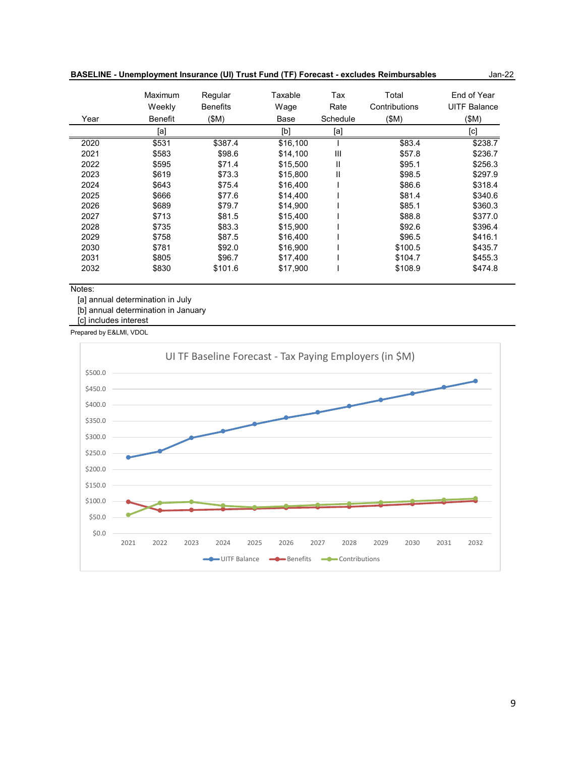**BASELINE - Unemployment Insurance (UI) Trust Fund (TF) Forecast - excludes Reimbursables** Jan-22

| Year | Maximum Weekly Benefit | Regular Benefits ($M) | Taxable Wage Base | Tax Rate Schedule | Total Contributions ($M) | End of Year UITF Balance ($M) |
|---|---|---|---|---|---|---|
| | [a] | | [b] | [a] | | [c] |
| 2020 | $531 | $387.4 | $16,100 | I | $83.4 | $238.7 |
| 2021 | $583 | $98.6 | $14,100 | III | $57.8 | $236.7 |
| 2022 | $595 | $71.4 | $15,500 | II | $95.1 | $256.3 |
| 2023 | $619 | $73.3 | $15,800 | II | $98.5 | $297.9 |
| 2024 | $643 | $75.4 | $16,400 | I | $86.6 | $318.4 |
| 2025 | $666 | $77.6 | $14,400 | I | $81.4 | $340.6 |
| 2026 | $689 | $79.7 | $14,900 | I | $85.1 | $360.3 |
| 2027 | $713 | $81.5 | $15,400 | I | $88.8 | $377.0 |
| 2028 | $735 | $83.3 | $15,900 | I | $92.6 | $396.4 |
| 2029 | $758 | $87.5 | $16,400 | I | $96.5 | $416.1 |
| 2030 | $781 | $92.0 | $16,900 | I | $100.5 | $435.7 |
| 2031 | $805 | $96.7 | $17,400 | I | $104.7 | $455.3 |
| 2032 | $830 | $101.6 | $17,900 | I | $108.9 | $474.8 |

Notes:

[a] annual determination in July
[b] annual determination in January
[c] includes interest

Prepared by E&LMI, VDOL

UI TF Baseline Forecast - Tax Paying Employers (in $M)

| Year | UITF Balance | Benefits | Contributions |
|---|---|---|---|
| 2021 | $236.7 | $98.6 | $57.8 |
| 2022 | $256.3 | $71.4 | $95.1 |
| 2023 | $297.9 | $73.3 | $98.5 |
| 2024 | $318.4 | $75.4 | $86.6 |
| 2025 | $340.6 | $77.6 | $81.4 |
| 2026 | $360.3 | $79.7 | $85.1 |
| 2027 | $377.0 | $81.5 | $88.8 |
| 2028 | $396.4 | $83.3 | $92.6 |
| 2029 | $416.1 | $87.5 | $96.5 |
| 2030 | $435.7 | $92.0 | $100.5 |
| 2031 | $455.3 | $96.7 | $104.7 |
| 2032 | $474.8 | $101.6 | $108.9 |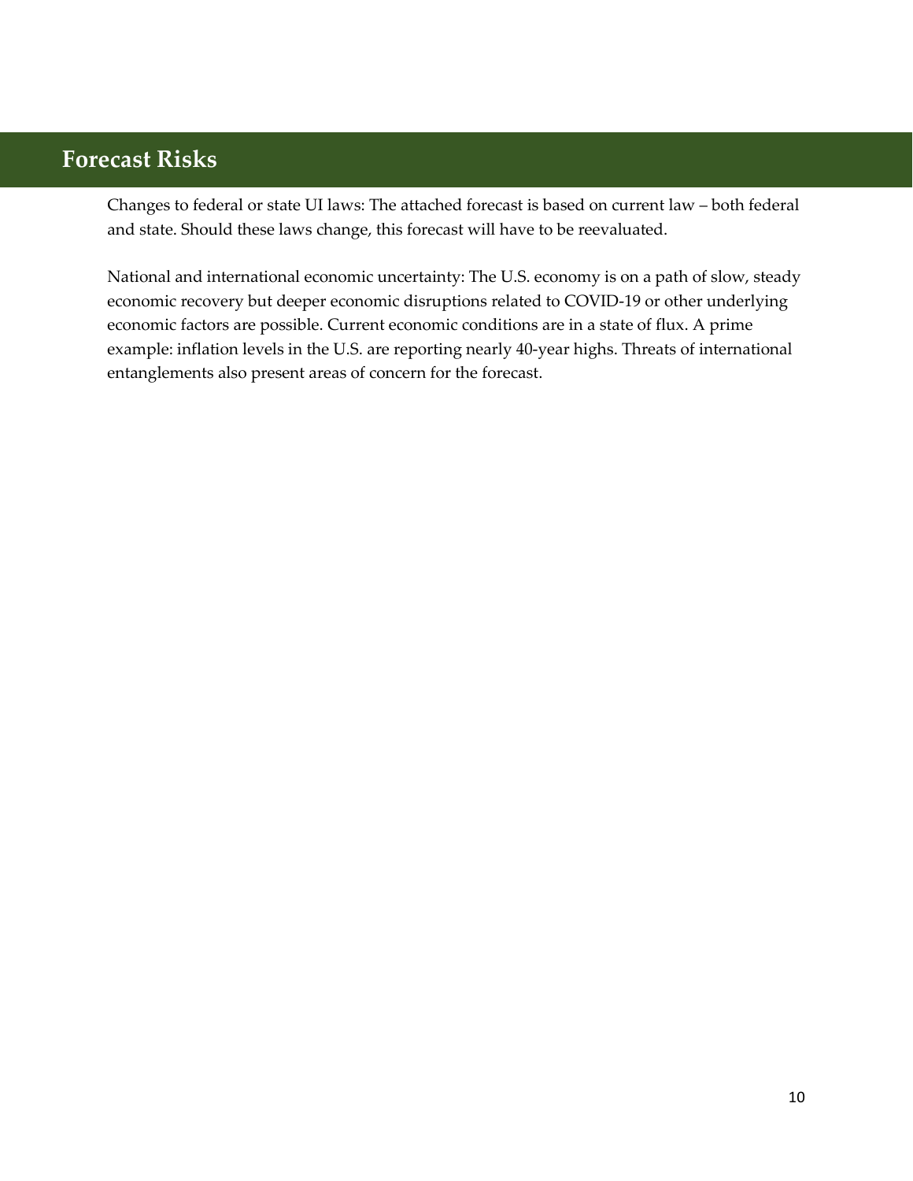## Forecast Risks

Changes to federal or state UI laws: The attached forecast is based on current law – both federal and state. Should these laws change, this forecast will have to be reevaluated.

National and international economic uncertainty: The U.S. economy is on a path of slow, steady economic recovery but deeper economic disruptions related to COVID-19 or other underlying economic factors are possible. Current economic conditions are in a state of flux. A prime example: inflation levels in the U.S. are reporting nearly 40-year highs. Threats of international entanglements also present areas of concern for the forecast.